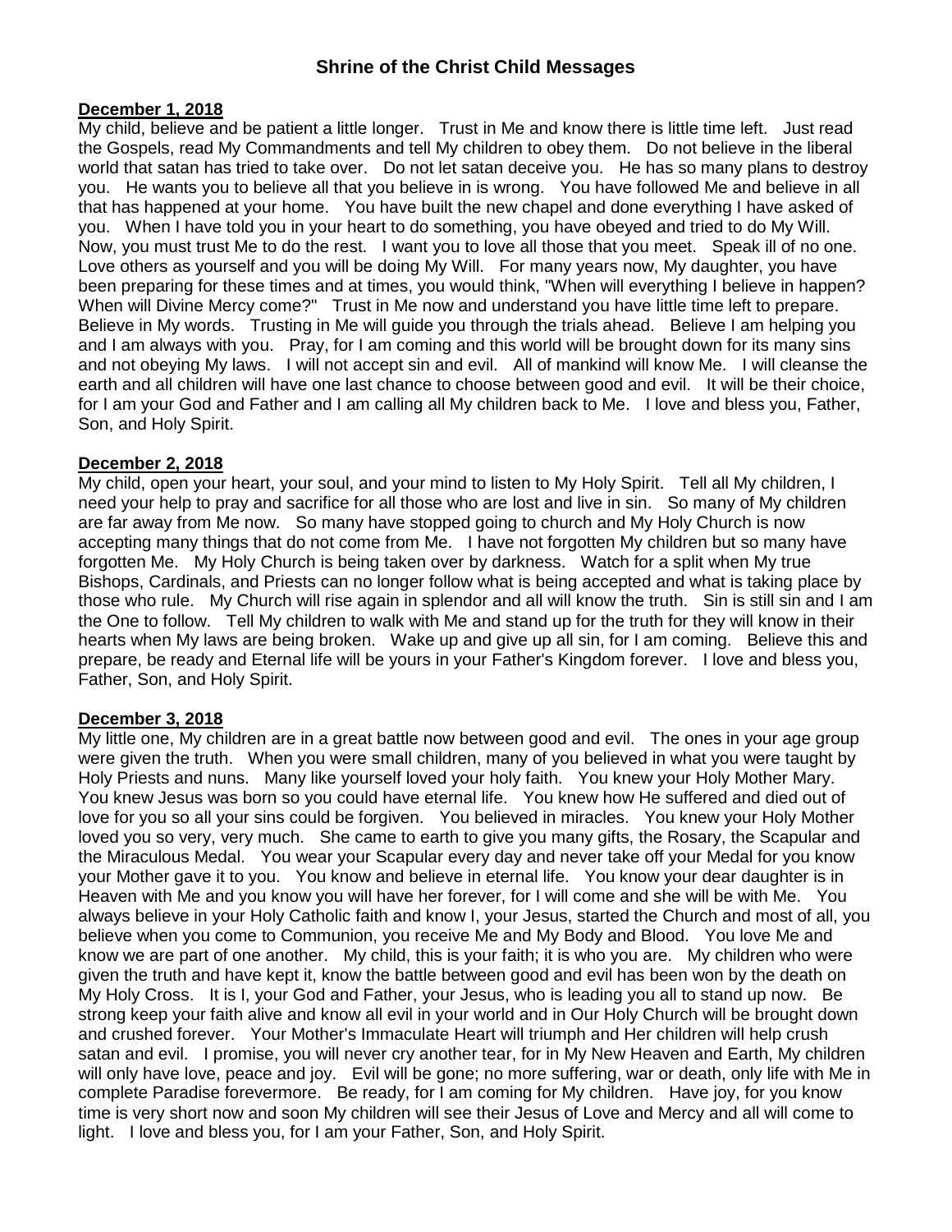# Shrine of the Christ Child Messages

**December 1, 2018**

My child, believe and be patient a little longer. Trust in Me and know there is little time left. Just read the Gospels, read My Commandments and tell My children to obey them. Do not believe in the liberal world that satan has tried to take over. Do not let satan deceive you. He has so many plans to destroy you. He wants you to believe all that you believe in is wrong. You have followed Me and believe in all that has happened at your home. You have built the new chapel and done everything I have asked of you. When I have told you in your heart to do something, you have obeyed and tried to do My Will. Now, you must trust Me to do the rest. I want you to love all those that you meet. Speak ill of no one. Love others as yourself and you will be doing My Will. For many years now, My daughter, you have been preparing for these times and at times, you would think, "When will everything I believe in happen? When will Divine Mercy come?" Trust in Me now and understand you have little time left to prepare. Believe in My words. Trusting in Me will guide you through the trials ahead. Believe I am helping you and I am always with you. Pray, for I am coming and this world will be brought down for its many sins and not obeying My laws. I will not accept sin and evil. All of mankind will know Me. I will cleanse the earth and all children will have one last chance to choose between good and evil. It will be their choice, for I am your God and Father and I am calling all My children back to Me. I love and bless you, Father, Son, and Holy Spirit.

**December 2, 2018**

My child, open your heart, your soul, and your mind to listen to My Holy Spirit. Tell all My children, I need your help to pray and sacrifice for all those who are lost and live in sin. So many of My children are far away from Me now. So many have stopped going to church and My Holy Church is now accepting many things that do not come from Me. I have not forgotten My children but so many have forgotten Me. My Holy Church is being taken over by darkness. Watch for a split when My true Bishops, Cardinals, and Priests can no longer follow what is being accepted and what is taking place by those who rule. My Church will rise again in splendor and all will know the truth. Sin is still sin and I am the One to follow. Tell My children to walk with Me and stand up for the truth for they will know in their hearts when My laws are being broken. Wake up and give up all sin, for I am coming. Believe this and prepare, be ready and Eternal life will be yours in your Father's Kingdom forever. I love and bless you, Father, Son, and Holy Spirit.

**December 3, 2018**

My little one, My children are in a great battle now between good and evil. The ones in your age group were given the truth. When you were small children, many of you believed in what you were taught by Holy Priests and nuns. Many like yourself loved your holy faith. You knew your Holy Mother Mary. You knew Jesus was born so you could have eternal life. You knew how He suffered and died out of love for you so all your sins could be forgiven. You believed in miracles. You knew your Holy Mother loved you so very, very much. She came to earth to give you many gifts, the Rosary, the Scapular and the Miraculous Medal. You wear your Scapular every day and never take off your Medal for you know your Mother gave it to you. You know and believe in eternal life. You know your dear daughter is in Heaven with Me and you know you will have her forever, for I will come and she will be with Me. You always believe in your Holy Catholic faith and know I, your Jesus, started the Church and most of all, you believe when you come to Communion, you receive Me and My Body and Blood. You love Me and know we are part of one another. My child, this is your faith; it is who you are. My children who were given the truth and have kept it, know the battle between good and evil has been won by the death on My Holy Cross. It is I, your God and Father, your Jesus, who is leading you all to stand up now. Be strong keep your faith alive and know all evil in your world and in Our Holy Church will be brought down and crushed forever. Your Mother's Immaculate Heart will triumph and Her children will help crush satan and evil. I promise, you will never cry another tear, for in My New Heaven and Earth, My children will only have love, peace and joy. Evil will be gone; no more suffering, war or death, only life with Me in complete Paradise forevermore. Be ready, for I am coming for My children. Have joy, for you know time is very short now and soon My children will see their Jesus of Love and Mercy and all will come to light. I love and bless you, for I am your Father, Son, and Holy Spirit.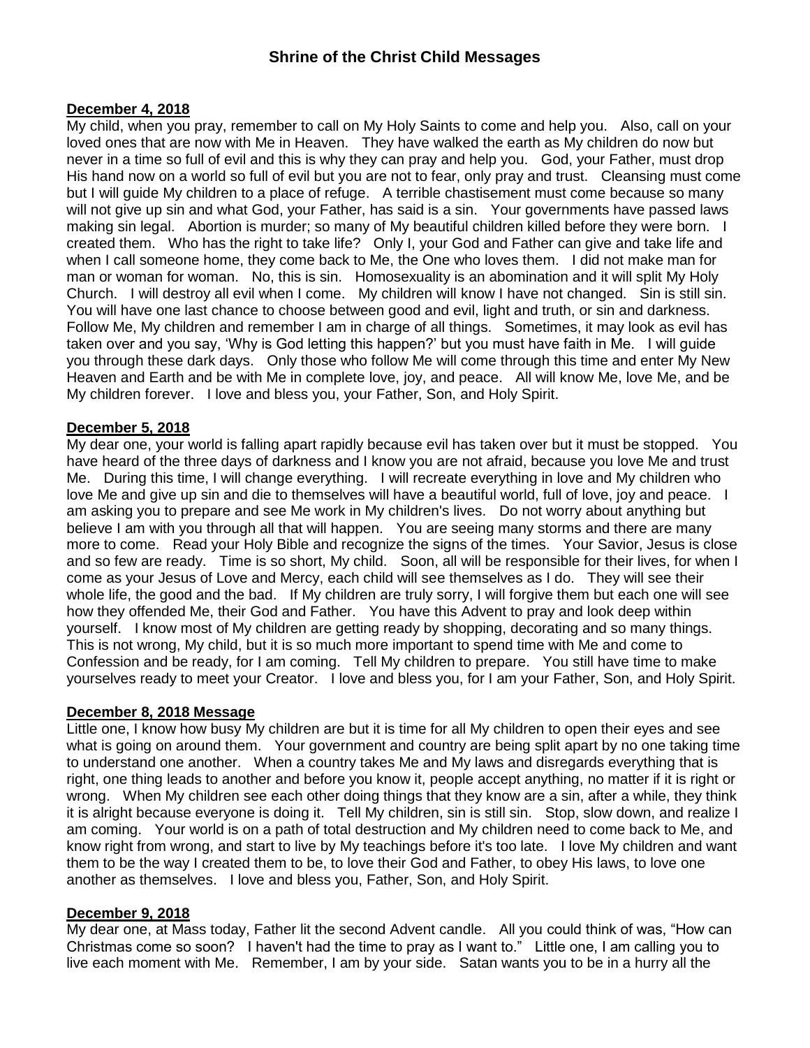## Shrine of the Christ Child Messages

**December 4, 2018**

My child, when you pray, remember to call on My Holy Saints to come and help you. Also, call on your loved ones that are now with Me in Heaven. They have walked the earth as My children do now but never in a time so full of evil and this is why they can pray and help you. God, your Father, must drop His hand now on a world so full of evil but you are not to fear, only pray and trust. Cleansing must come but I will guide My children to a place of refuge. A terrible chastisement must come because so many will not give up sin and what God, your Father, has said is a sin. Your governments have passed laws making sin legal. Abortion is murder; so many of My beautiful children killed before they were born. I created them. Who has the right to take life? Only I, your God and Father can give and take life and when I call someone home, they come back to Me, the One who loves them. I did not make man for man or woman for woman. No, this is sin. Homosexuality is an abomination and it will split My Holy Church. I will destroy all evil when I come. My children will know I have not changed. Sin is still sin. You will have one last chance to choose between good and evil, light and truth, or sin and darkness. Follow Me, My children and remember I am in charge of all things. Sometimes, it may look as evil has taken over and you say, 'Why is God letting this happen?' but you must have faith in Me. I will guide you through these dark days. Only those who follow Me will come through this time and enter My New Heaven and Earth and be with Me in complete love, joy, and peace. All will know Me, love Me, and be My children forever. I love and bless you, your Father, Son, and Holy Spirit.

**December 5, 2018**

My dear one, your world is falling apart rapidly because evil has taken over but it must be stopped. You have heard of the three days of darkness and I know you are not afraid, because you love Me and trust Me. During this time, I will change everything. I will recreate everything in love and My children who love Me and give up sin and die to themselves will have a beautiful world, full of love, joy and peace. I am asking you to prepare and see Me work in My children's lives. Do not worry about anything but believe I am with you through all that will happen. You are seeing many storms and there are many more to come. Read your Holy Bible and recognize the signs of the times. Your Savior, Jesus is close and so few are ready. Time is so short, My child. Soon, all will be responsible for their lives, for when I come as your Jesus of Love and Mercy, each child will see themselves as I do. They will see their whole life, the good and the bad. If My children are truly sorry, I will forgive them but each one will see how they offended Me, their God and Father. You have this Advent to pray and look deep within yourself. I know most of My children are getting ready by shopping, decorating and so many things. This is not wrong, My child, but it is so much more important to spend time with Me and come to Confession and be ready, for I am coming. Tell My children to prepare. You still have time to make yourselves ready to meet your Creator. I love and bless you, for I am your Father, Son, and Holy Spirit.

**December 8, 2018 Message**

Little one, I know how busy My children are but it is time for all My children to open their eyes and see what is going on around them. Your government and country are being split apart by no one taking time to understand one another. When a country takes Me and My laws and disregards everything that is right, one thing leads to another and before you know it, people accept anything, no matter if it is right or wrong. When My children see each other doing things that they know are a sin, after a while, they think it is alright because everyone is doing it. Tell My children, sin is still sin. Stop, slow down, and realize I am coming. Your world is on a path of total destruction and My children need to come back to Me, and know right from wrong, and start to live by My teachings before it's too late. I love My children and want them to be the way I created them to be, to love their God and Father, to obey His laws, to love one another as themselves. I love and bless you, Father, Son, and Holy Spirit.

**December 9, 2018**

My dear one, at Mass today, Father lit the second Advent candle. All you could think of was, "How can Christmas come so soon? I haven't had the time to pray as I want to." Little one, I am calling you to live each moment with Me. Remember, I am by your side. Satan wants you to be in a hurry all the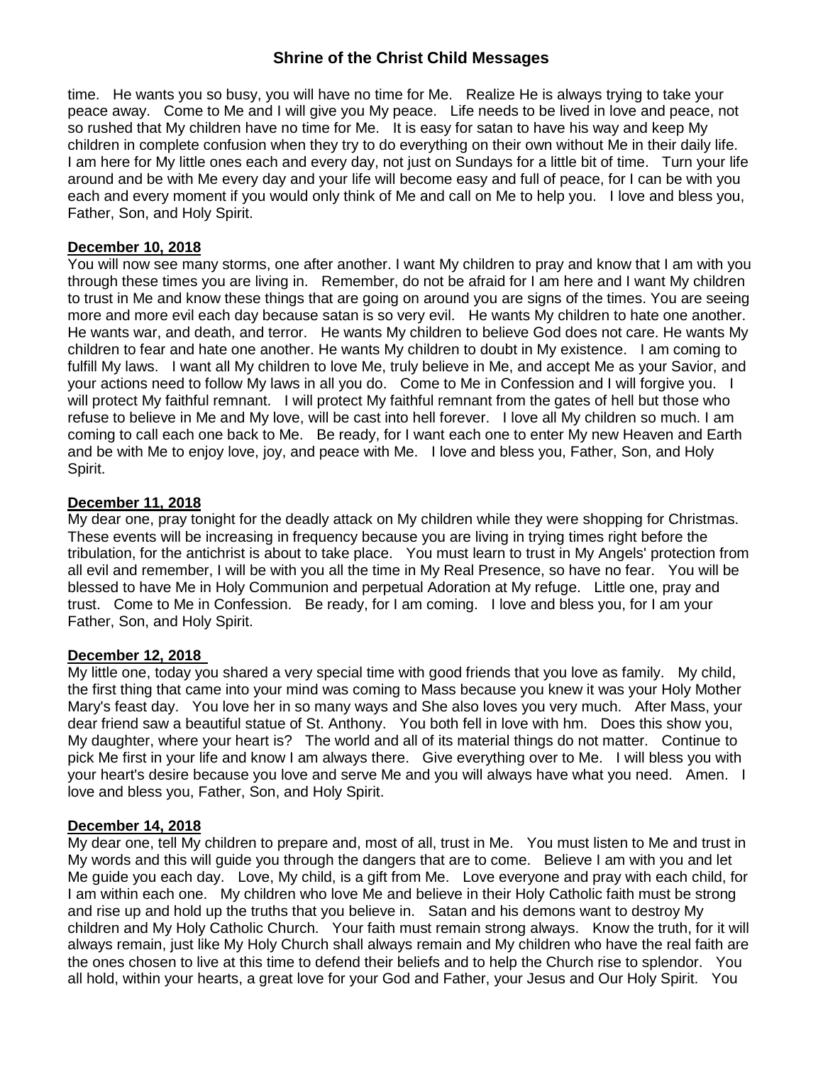time. He wants you so busy, you will have no time for Me. Realize He is always trying to take your peace away. Come to Me and I will give you My peace. Life needs to be lived in love and peace, not so rushed that My children have no time for Me. It is easy for satan to have his way and keep My children in complete confusion when they try to do everything on their own without Me in their daily life. I am here for My little ones each and every day, not just on Sundays for a little bit of time. Turn your life around and be with Me every day and your life will become easy and full of peace, for I can be with you each and every moment if you would only think of Me and call on Me to help you. I love and bless you, Father, Son, and Holy Spirit.

**December 10, 2018**

You will now see many storms, one after another. I want My children to pray and know that I am with you through these times you are living in. Remember, do not be afraid for I am here and I want My children to trust in Me and know these things that are going on around you are signs of the times. You are seeing more and more evil each day because satan is so very evil. He wants My children to hate one another. He wants war, and death, and terror. He wants My children to believe God does not care. He wants My children to fear and hate one another. He wants My children to doubt in My existence. I am coming to fulfill My laws. I want all My children to love Me, truly believe in Me, and accept Me as your Savior, and your actions need to follow My laws in all you do. Come to Me in Confession and I will forgive you. I will protect My faithful remnant. I will protect My faithful remnant from the gates of hell but those who refuse to believe in Me and My love, will be cast into hell forever. I love all My children so much. I am coming to call each one back to Me. Be ready, for I want each one to enter My new Heaven and Earth and be with Me to enjoy love, joy, and peace with Me. I love and bless you, Father, Son, and Holy Spirit.

**December 11, 2018**

My dear one, pray tonight for the deadly attack on My children while they were shopping for Christmas. These events will be increasing in frequency because you are living in trying times right before the tribulation, for the antichrist is about to take place. You must learn to trust in My Angels' protection from all evil and remember, I will be with you all the time in My Real Presence, so have no fear. You will be blessed to have Me in Holy Communion and perpetual Adoration at My refuge. Little one, pray and trust. Come to Me in Confession. Be ready, for I am coming. I love and bless you, for I am your Father, Son, and Holy Spirit.

**December 12, 2018**

My little one, today you shared a very special time with good friends that you love as family. My child, the first thing that came into your mind was coming to Mass because you knew it was your Holy Mother Mary's feast day. You love her in so many ways and She also loves you very much. After Mass, your dear friend saw a beautiful statue of St. Anthony. You both fell in love with hm. Does this show you, My daughter, where your heart is? The world and all of its material things do not matter. Continue to pick Me first in your life and know I am always there. Give everything over to Me. I will bless you with your heart's desire because you love and serve Me and you will always have what you need. Amen. I love and bless you, Father, Son, and Holy Spirit.

**December 14, 2018**

My dear one, tell My children to prepare and, most of all, trust in Me. You must listen to Me and trust in My words and this will guide you through the dangers that are to come. Believe I am with you and let Me guide you each day. Love, My child, is a gift from Me. Love everyone and pray with each child, for I am within each one. My children who love Me and believe in their Holy Catholic faith must be strong and rise up and hold up the truths that you believe in. Satan and his demons want to destroy My children and My Holy Catholic Church. Your faith must remain strong always. Know the truth, for it will always remain, just like My Holy Church shall always remain and My children who have the real faith are the ones chosen to live at this time to defend their beliefs and to help the Church rise to splendor. You all hold, within your hearts, a great love for your God and Father, your Jesus and Our Holy Spirit. You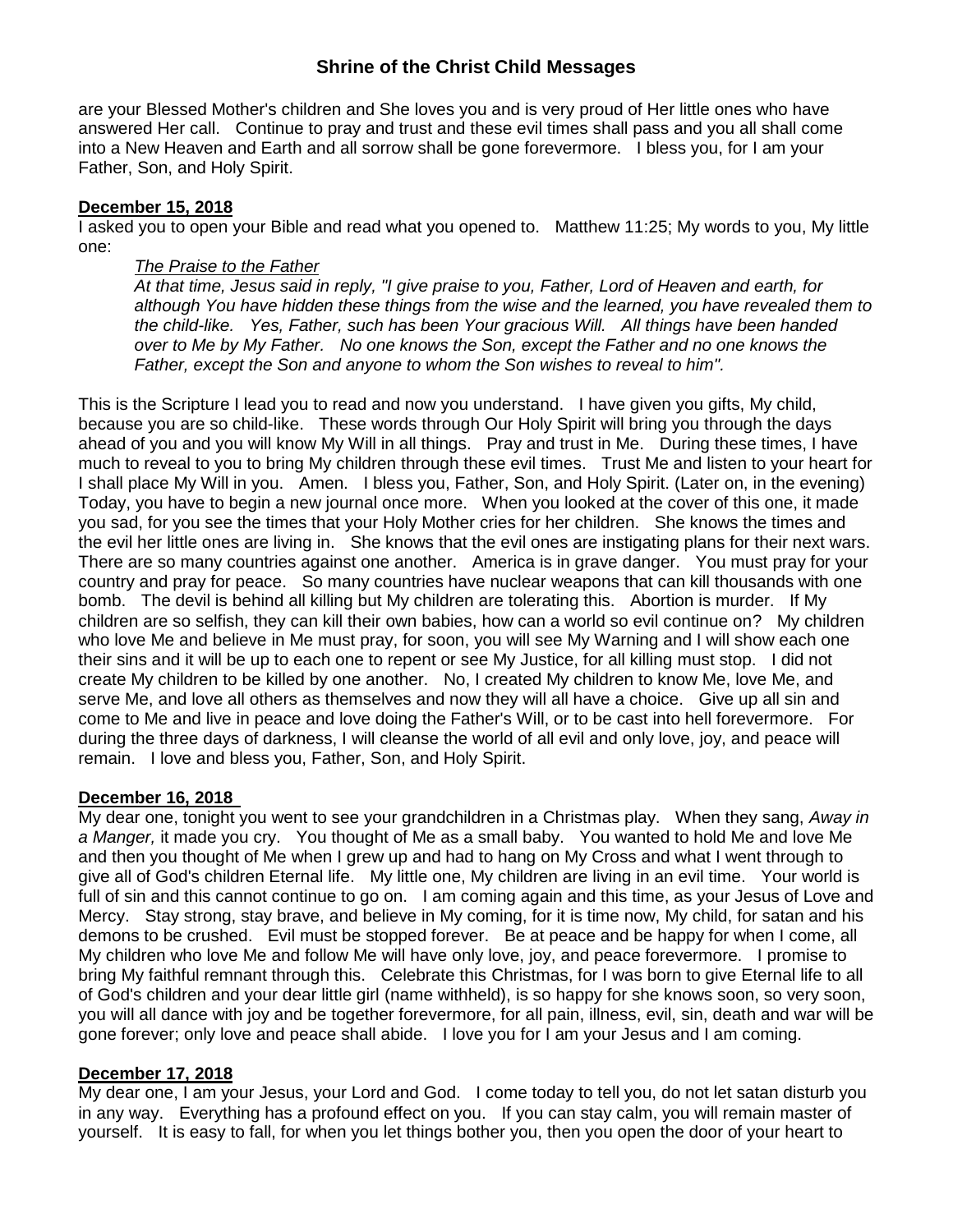are your Blessed Mother's children and She loves you and is very proud of Her little ones who have answered Her call. Continue to pray and trust and these evil times shall pass and you all shall come into a New Heaven and Earth and all sorrow shall be gone forevermore. I bless you, for I am your Father, Son, and Holy Spirit.

**December 15, 2018**

I asked you to open your Bible and read what you opened to. Matthew 11:25; My words to you, My little one:

> *The Praise to the Father*
>
> *At that time, Jesus said in reply, "I give praise to you, Father, Lord of Heaven and earth, for although You have hidden these things from the wise and the learned, you have revealed them to the child-like. Yes, Father, such has been Your gracious Will. All things have been handed over to Me by My Father. No one knows the Son, except the Father and no one knows the Father, except the Son and anyone to whom the Son wishes to reveal to him".*

This is the Scripture I lead you to read and now you understand. I have given you gifts, My child, because you are so child-like. These words through Our Holy Spirit will bring you through the days ahead of you and you will know My Will in all things. Pray and trust in Me. During these times, I have much to reveal to you to bring My children through these evil times. Trust Me and listen to your heart for I shall place My Will in you. Amen. I bless you, Father, Son, and Holy Spirit. (Later on, in the evening) Today, you have to begin a new journal once more. When you looked at the cover of this one, it made you sad, for you see the times that your Holy Mother cries for her children. She knows the times and the evil her little ones are living in. She knows that the evil ones are instigating plans for their next wars. There are so many countries against one another. America is in grave danger. You must pray for your country and pray for peace. So many countries have nuclear weapons that can kill thousands with one bomb. The devil is behind all killing but My children are tolerating this. Abortion is murder. If My children are so selfish, they can kill their own babies, how can a world so evil continue on? My children who love Me and believe in Me must pray, for soon, you will see My Warning and I will show each one their sins and it will be up to each one to repent or see My Justice, for all killing must stop. I did not create My children to be killed by one another. No, I created My children to know Me, love Me, and serve Me, and love all others as themselves and now they will all have a choice. Give up all sin and come to Me and live in peace and love doing the Father's Will, or to be cast into hell forevermore. For during the three days of darkness, I will cleanse the world of all evil and only love, joy, and peace will remain. I love and bless you, Father, Son, and Holy Spirit.

**December 16, 2018**

My dear one, tonight you went to see your grandchildren in a Christmas play. When they sang, *Away in a Manger,* it made you cry. You thought of Me as a small baby. You wanted to hold Me and love Me and then you thought of Me when I grew up and had to hang on My Cross and what I went through to give all of God's children Eternal life. My little one, My children are living in an evil time. Your world is full of sin and this cannot continue to go on. I am coming again and this time, as your Jesus of Love and Mercy. Stay strong, stay brave, and believe in My coming, for it is time now, My child, for satan and his demons to be crushed. Evil must be stopped forever. Be at peace and be happy for when I come, all My children who love Me and follow Me will have only love, joy, and peace forevermore. I promise to bring My faithful remnant through this. Celebrate this Christmas, for I was born to give Eternal life to all of God's children and your dear little girl (name withheld), is so happy for she knows soon, so very soon, you will all dance with joy and be together forevermore, for all pain, illness, evil, sin, death and war will be gone forever; only love and peace shall abide. I love you for I am your Jesus and I am coming.

**December 17, 2018**

My dear one, I am your Jesus, your Lord and God. I come today to tell you, do not let satan disturb you in any way. Everything has a profound effect on you. If you can stay calm, you will remain master of yourself. It is easy to fall, for when you let things bother you, then you open the door of your heart to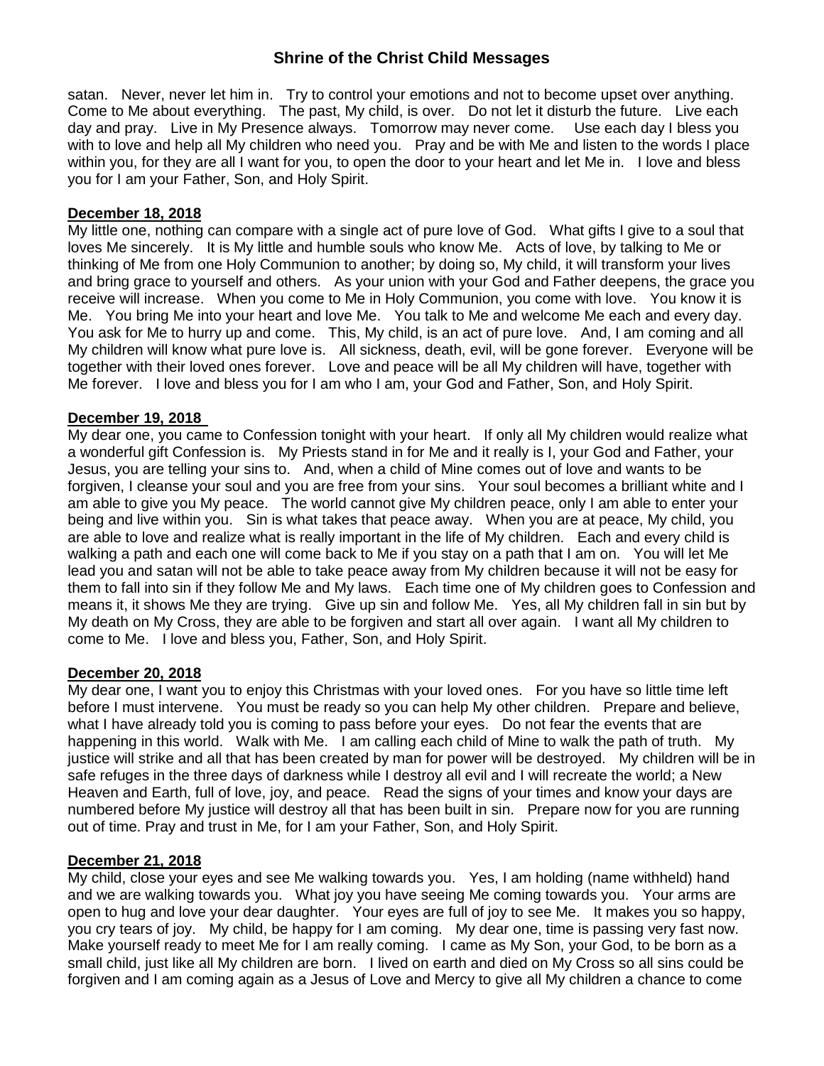satan. Never, never let him in. Try to control your emotions and not to become upset over anything. Come to Me about everything. The past, My child, is over. Do not let it disturb the future. Live each day and pray. Live in My Presence always. Tomorrow may never come. Use each day I bless you with to love and help all My children who need you. Pray and be with Me and listen to the words I place within you, for they are all I want for you, to open the door to your heart and let Me in. I love and bless you for I am your Father, Son, and Holy Spirit.

**December 18, 2018**

My little one, nothing can compare with a single act of pure love of God. What gifts I give to a soul that loves Me sincerely. It is My little and humble souls who know Me. Acts of love, by talking to Me or thinking of Me from one Holy Communion to another; by doing so, My child, it will transform your lives and bring grace to yourself and others. As your union with your God and Father deepens, the grace you receive will increase. When you come to Me in Holy Communion, you come with love. You know it is Me. You bring Me into your heart and love Me. You talk to Me and welcome Me each and every day. You ask for Me to hurry up and come. This, My child, is an act of pure love. And, I am coming and all My children will know what pure love is. All sickness, death, evil, will be gone forever. Everyone will be together with their loved ones forever. Love and peace will be all My children will have, together with Me forever. I love and bless you for I am who I am, your God and Father, Son, and Holy Spirit.

**December 19, 2018**

My dear one, you came to Confession tonight with your heart. If only all My children would realize what a wonderful gift Confession is. My Priests stand in for Me and it really is I, your God and Father, your Jesus, you are telling your sins to. And, when a child of Mine comes out of love and wants to be forgiven, I cleanse your soul and you are free from your sins. Your soul becomes a brilliant white and I am able to give you My peace. The world cannot give My children peace, only I am able to enter your being and live within you. Sin is what takes that peace away. When you are at peace, My child, you are able to love and realize what is really important in the life of My children. Each and every child is walking a path and each one will come back to Me if you stay on a path that I am on. You will let Me lead you and satan will not be able to take peace away from My children because it will not be easy for them to fall into sin if they follow Me and My laws. Each time one of My children goes to Confession and means it, it shows Me they are trying. Give up sin and follow Me. Yes, all My children fall in sin but by My death on My Cross, they are able to be forgiven and start all over again. I want all My children to come to Me. I love and bless you, Father, Son, and Holy Spirit.

**December 20, 2018**

My dear one, I want you to enjoy this Christmas with your loved ones. For you have so little time left before I must intervene. You must be ready so you can help My other children. Prepare and believe, what I have already told you is coming to pass before your eyes. Do not fear the events that are happening in this world. Walk with Me. I am calling each child of Mine to walk the path of truth. My justice will strike and all that has been created by man for power will be destroyed. My children will be in safe refuges in the three days of darkness while I destroy all evil and I will recreate the world; a New Heaven and Earth, full of love, joy, and peace. Read the signs of your times and know your days are numbered before My justice will destroy all that has been built in sin. Prepare now for you are running out of time. Pray and trust in Me, for I am your Father, Son, and Holy Spirit.

**December 21, 2018**

My child, close your eyes and see Me walking towards you. Yes, I am holding (name withheld) hand and we are walking towards you. What joy you have seeing Me coming towards you. Your arms are open to hug and love your dear daughter. Your eyes are full of joy to see Me. It makes you so happy, you cry tears of joy. My child, be happy for I am coming. My dear one, time is passing very fast now. Make yourself ready to meet Me for I am really coming. I came as My Son, your God, to be born as a small child, just like all My children are born. I lived on earth and died on My Cross so all sins could be forgiven and I am coming again as a Jesus of Love and Mercy to give all My children a chance to come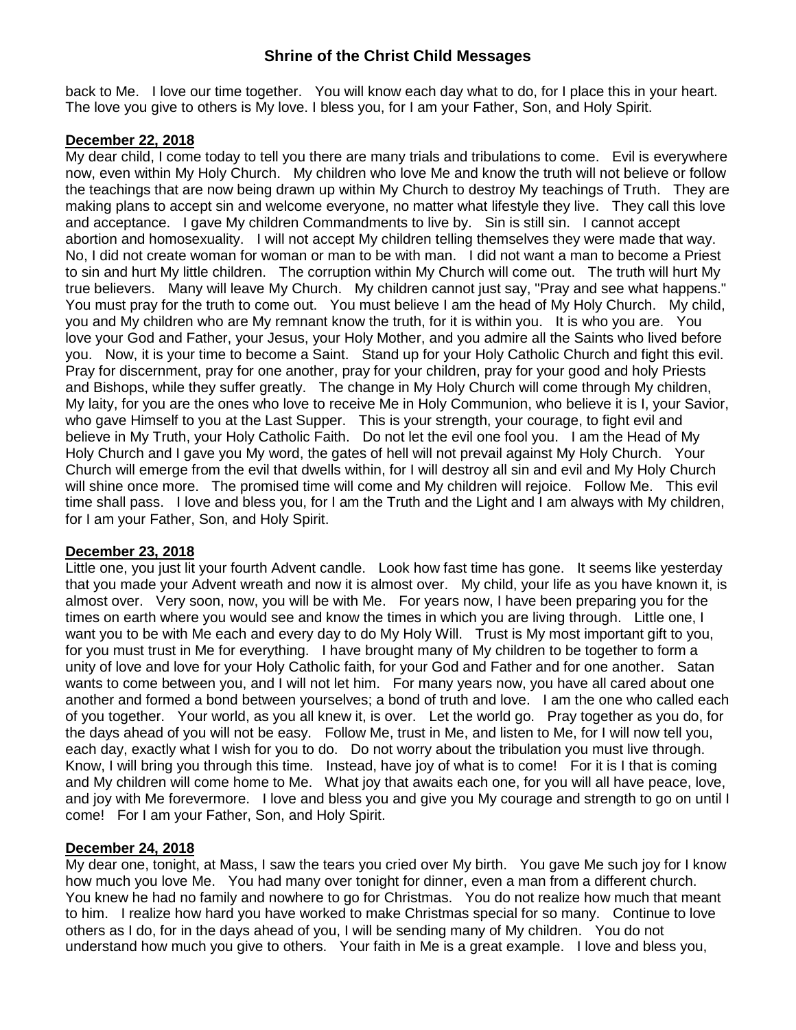back to Me. I love our time together. You will know each day what to do, for I place this in your heart. The love you give to others is My love. I bless you, for I am your Father, Son, and Holy Spirit.

**December 22, 2018**

My dear child, I come today to tell you there are many trials and tribulations to come. Evil is everywhere now, even within My Holy Church. My children who love Me and know the truth will not believe or follow the teachings that are now being drawn up within My Church to destroy My teachings of Truth. They are making plans to accept sin and welcome everyone, no matter what lifestyle they live. They call this love and acceptance. I gave My children Commandments to live by. Sin is still sin. I cannot accept abortion and homosexuality. I will not accept My children telling themselves they were made that way. No, I did not create woman for woman or man to be with man. I did not want a man to become a Priest to sin and hurt My little children. The corruption within My Church will come out. The truth will hurt My true believers. Many will leave My Church. My children cannot just say, "Pray and see what happens." You must pray for the truth to come out. You must believe I am the head of My Holy Church. My child, you and My children who are My remnant know the truth, for it is within you. It is who you are. You love your God and Father, your Jesus, your Holy Mother, and you admire all the Saints who lived before you. Now, it is your time to become a Saint. Stand up for your Holy Catholic Church and fight this evil. Pray for discernment, pray for one another, pray for your children, pray for your good and holy Priests and Bishops, while they suffer greatly. The change in My Holy Church will come through My children, My laity, for you are the ones who love to receive Me in Holy Communion, who believe it is I, your Savior, who gave Himself to you at the Last Supper. This is your strength, your courage, to fight evil and believe in My Truth, your Holy Catholic Faith. Do not let the evil one fool you. I am the Head of My Holy Church and I gave you My word, the gates of hell will not prevail against My Holy Church. Your Church will emerge from the evil that dwells within, for I will destroy all sin and evil and My Holy Church will shine once more. The promised time will come and My children will rejoice. Follow Me. This evil time shall pass. I love and bless you, for I am the Truth and the Light and I am always with My children, for I am your Father, Son, and Holy Spirit.

**December 23, 2018**

Little one, you just lit your fourth Advent candle. Look how fast time has gone. It seems like yesterday that you made your Advent wreath and now it is almost over. My child, your life as you have known it, is almost over. Very soon, now, you will be with Me. For years now, I have been preparing you for the times on earth where you would see and know the times in which you are living through. Little one, I want you to be with Me each and every day to do My Holy Will. Trust is My most important gift to you, for you must trust in Me for everything. I have brought many of My children to be together to form a unity of love and love for your Holy Catholic faith, for your God and Father and for one another. Satan wants to come between you, and I will not let him. For many years now, you have all cared about one another and formed a bond between yourselves; a bond of truth and love. I am the one who called each of you together. Your world, as you all knew it, is over. Let the world go. Pray together as you do, for the days ahead of you will not be easy. Follow Me, trust in Me, and listen to Me, for I will now tell you, each day, exactly what I wish for you to do. Do not worry about the tribulation you must live through. Know, I will bring you through this time. Instead, have joy of what is to come! For it is I that is coming and My children will come home to Me. What joy that awaits each one, for you will all have peace, love, and joy with Me forevermore. I love and bless you and give you My courage and strength to go on until I come! For I am your Father, Son, and Holy Spirit.

**December 24, 2018**

My dear one, tonight, at Mass, I saw the tears you cried over My birth. You gave Me such joy for I know how much you love Me. You had many over tonight for dinner, even a man from a different church. You knew he had no family and nowhere to go for Christmas. You do not realize how much that meant to him. I realize how hard you have worked to make Christmas special for so many. Continue to love others as I do, for in the days ahead of you, I will be sending many of My children. You do not understand how much you give to others. Your faith in Me is a great example. I love and bless you,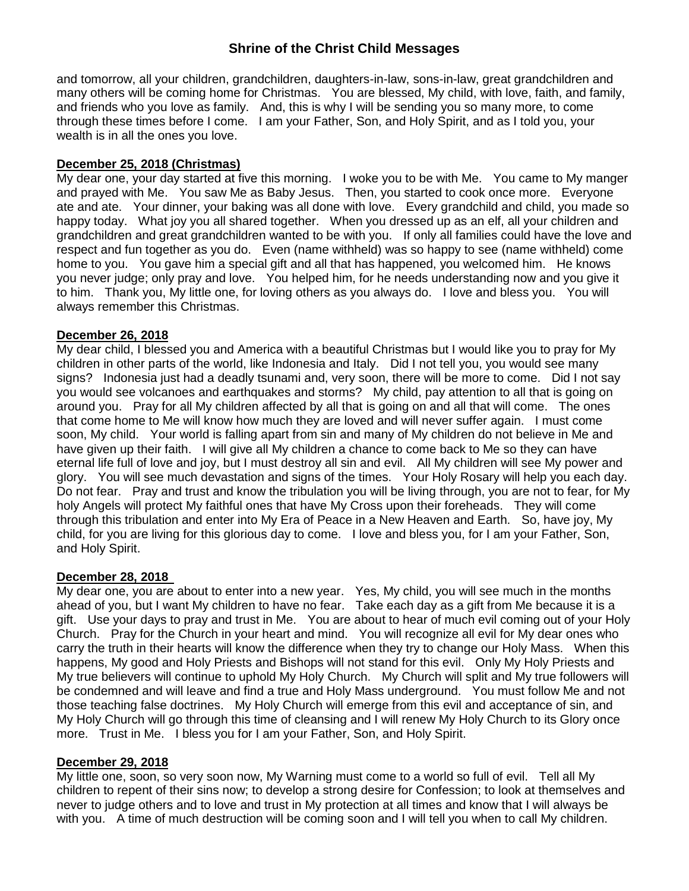and tomorrow, all your children, grandchildren, daughters-in-law, sons-in-law, great grandchildren and many others will be coming home for Christmas. You are blessed, My child, with love, faith, and family, and friends who you love as family. And, this is why I will be sending you so many more, to come through these times before I come. I am your Father, Son, and Holy Spirit, and as I told you, your wealth is in all the ones you love.

**December 25, 2018 (Christmas)**

My dear one, your day started at five this morning. I woke you to be with Me. You came to My manger and prayed with Me. You saw Me as Baby Jesus. Then, you started to cook once more. Everyone ate and ate. Your dinner, your baking was all done with love. Every grandchild and child, you made so happy today. What joy you all shared together. When you dressed up as an elf, all your children and grandchildren and great grandchildren wanted to be with you. If only all families could have the love and respect and fun together as you do. Even (name withheld) was so happy to see (name withheld) come home to you. You gave him a special gift and all that has happened, you welcomed him. He knows you never judge; only pray and love. You helped him, for he needs understanding now and you give it to him. Thank you, My little one, for loving others as you always do. I love and bless you. You will always remember this Christmas.

**December 26, 2018**

My dear child, I blessed you and America with a beautiful Christmas but I would like you to pray for My children in other parts of the world, like Indonesia and Italy. Did I not tell you, you would see many signs? Indonesia just had a deadly tsunami and, very soon, there will be more to come. Did I not say you would see volcanoes and earthquakes and storms? My child, pay attention to all that is going on around you. Pray for all My children affected by all that is going on and all that will come. The ones that come home to Me will know how much they are loved and will never suffer again. I must come soon, My child. Your world is falling apart from sin and many of My children do not believe in Me and have given up their faith. I will give all My children a chance to come back to Me so they can have eternal life full of love and joy, but I must destroy all sin and evil. All My children will see My power and glory. You will see much devastation and signs of the times. Your Holy Rosary will help you each day. Do not fear. Pray and trust and know the tribulation you will be living through, you are not to fear, for My holy Angels will protect My faithful ones that have My Cross upon their foreheads. They will come through this tribulation and enter into My Era of Peace in a New Heaven and Earth. So, have joy, My child, for you are living for this glorious day to come. I love and bless you, for I am your Father, Son, and Holy Spirit.

**December 28, 2018**

My dear one, you are about to enter into a new year. Yes, My child, you will see much in the months ahead of you, but I want My children to have no fear. Take each day as a gift from Me because it is a gift. Use your days to pray and trust in Me. You are about to hear of much evil coming out of your Holy Church. Pray for the Church in your heart and mind. You will recognize all evil for My dear ones who carry the truth in their hearts will know the difference when they try to change our Holy Mass. When this happens, My good and Holy Priests and Bishops will not stand for this evil. Only My Holy Priests and My true believers will continue to uphold My Holy Church. My Church will split and My true followers will be condemned and will leave and find a true and Holy Mass underground. You must follow Me and not those teaching false doctrines. My Holy Church will emerge from this evil and acceptance of sin, and My Holy Church will go through this time of cleansing and I will renew My Holy Church to its Glory once more. Trust in Me. I bless you for I am your Father, Son, and Holy Spirit.

**December 29, 2018**

My little one, soon, so very soon now, My Warning must come to a world so full of evil. Tell all My children to repent of their sins now; to develop a strong desire for Confession; to look at themselves and never to judge others and to love and trust in My protection at all times and know that I will always be with you. A time of much destruction will be coming soon and I will tell you when to call My children.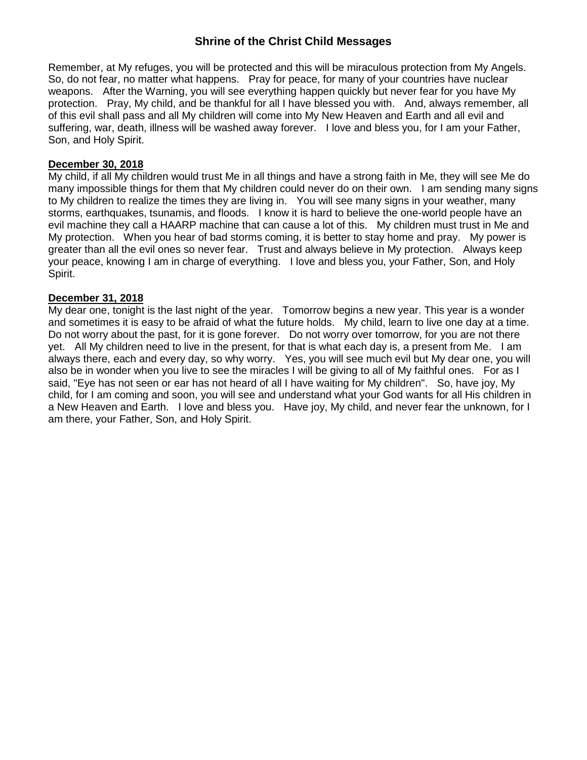Remember, at My refuges, you will be protected and this will be miraculous protection from My Angels. So, do not fear, no matter what happens. Pray for peace, for many of your countries have nuclear weapons. After the Warning, you will see everything happen quickly but never fear for you have My protection. Pray, My child, and be thankful for all I have blessed you with. And, always remember, all of this evil shall pass and all My children will come into My New Heaven and Earth and all evil and suffering, war, death, illness will be washed away forever. I love and bless you, for I am your Father, Son, and Holy Spirit.

**December 30, 2018**

My child, if all My children would trust Me in all things and have a strong faith in Me, they will see Me do many impossible things for them that My children could never do on their own. I am sending many signs to My children to realize the times they are living in. You will see many signs in your weather, many storms, earthquakes, tsunamis, and floods. I know it is hard to believe the one-world people have an evil machine they call a HAARP machine that can cause a lot of this. My children must trust in Me and My protection. When you hear of bad storms coming, it is better to stay home and pray. My power is greater than all the evil ones so never fear. Trust and always believe in My protection. Always keep your peace, knowing I am in charge of everything. I love and bless you, your Father, Son, and Holy Spirit.

**December 31, 2018**

My dear one, tonight is the last night of the year. Tomorrow begins a new year. This year is a wonder and sometimes it is easy to be afraid of what the future holds. My child, learn to live one day at a time. Do not worry about the past, for it is gone forever. Do not worry over tomorrow, for you are not there yet. All My children need to live in the present, for that is what each day is, a present from Me. I am always there, each and every day, so why worry. Yes, you will see much evil but My dear one, you will also be in wonder when you live to see the miracles I will be giving to all of My faithful ones. For as I said, "Eye has not seen or ear has not heard of all I have waiting for My children". So, have joy, My child, for I am coming and soon, you will see and understand what your God wants for all His children in a New Heaven and Earth. I love and bless you. Have joy, My child, and never fear the unknown, for I am there, your Father, Son, and Holy Spirit.